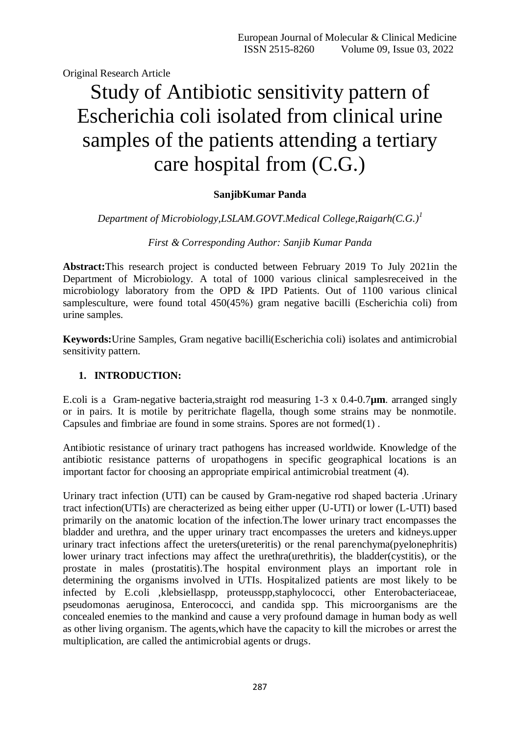Original Research Article

# Study of Antibiotic sensitivity pattern of Escherichia coli isolated from clinical urine samples of the patients attending a tertiary care hospital from (C.G.)

**SanjibKumar Panda**

*Department of Microbiology,LSLAM.GOVT.Medical College,Raigarh(C.G.)[1]*

*First & Corresponding Author: Sanjib Kumar Panda*

**Abstract:**This research project is conducted between February 2019 To July 2021in the Department of Microbiology. A total of 1000 various clinical samplesreceived in the microbiology laboratory from the OPD & IPD Patients. Out of 1100 various clinical samplesculture, were found total 450(45%) gram negative bacilli (Escherichia coli) from urine samples.

**Keywords:**Urine Samples, Gram negative bacilli(Escherichia coli) isolates and antimicrobial sensitivity pattern.

## 1. INTRODUCTION:

E.coli is a Gram-negative bacteria,straight rod measuring 1-3 x 0.4-0.7**µm**. arranged singly or in pairs. It is motile by peritrichate flagella, though some strains may be nonmotile. Capsules and fimbriae are found in some strains. Spores are not formed(1) .

Antibiotic resistance of urinary tract pathogens has increased worldwide. Knowledge of the antibiotic resistance patterns of uropathogens in specific geographical locations is an important factor for choosing an appropriate empirical antimicrobial treatment (4).

Urinary tract infection (UTI) can be caused by Gram-negative rod shaped bacteria .Urinary tract infection(UTIs) are cherecterized as being either upper (U-UTI) or lower (L-UTI) based primarily on the anatomic location of the infection.The lower urinary tract encompasses the bladder and urethra, and the upper urinary tract encompasses the ureters and kidneys.upper urinary tract infections affect the ureters(ureteritis) or the renal parenchyma(pyelonephritis) lower urinary tract infections may affect the urethra(urethritis), the bladder(cystitis), or the prostate in males (prostatitis).The hospital environment plays an important role in determining the organisms involved in UTIs. Hospitalized patients are most likely to be infected by E.coli ,klebsiellaspp, proteusspp,staphylococci, other Enterobacteriaceae, pseudomonas aeruginosa, Enterococci, and candida spp. This microorganisms are the concealed enemies to the mankind and cause a very profound damage in human body as well as other living organism. The agents,which have the capacity to kill the microbes or arrest the multiplication, are called the antimicrobial agents or drugs.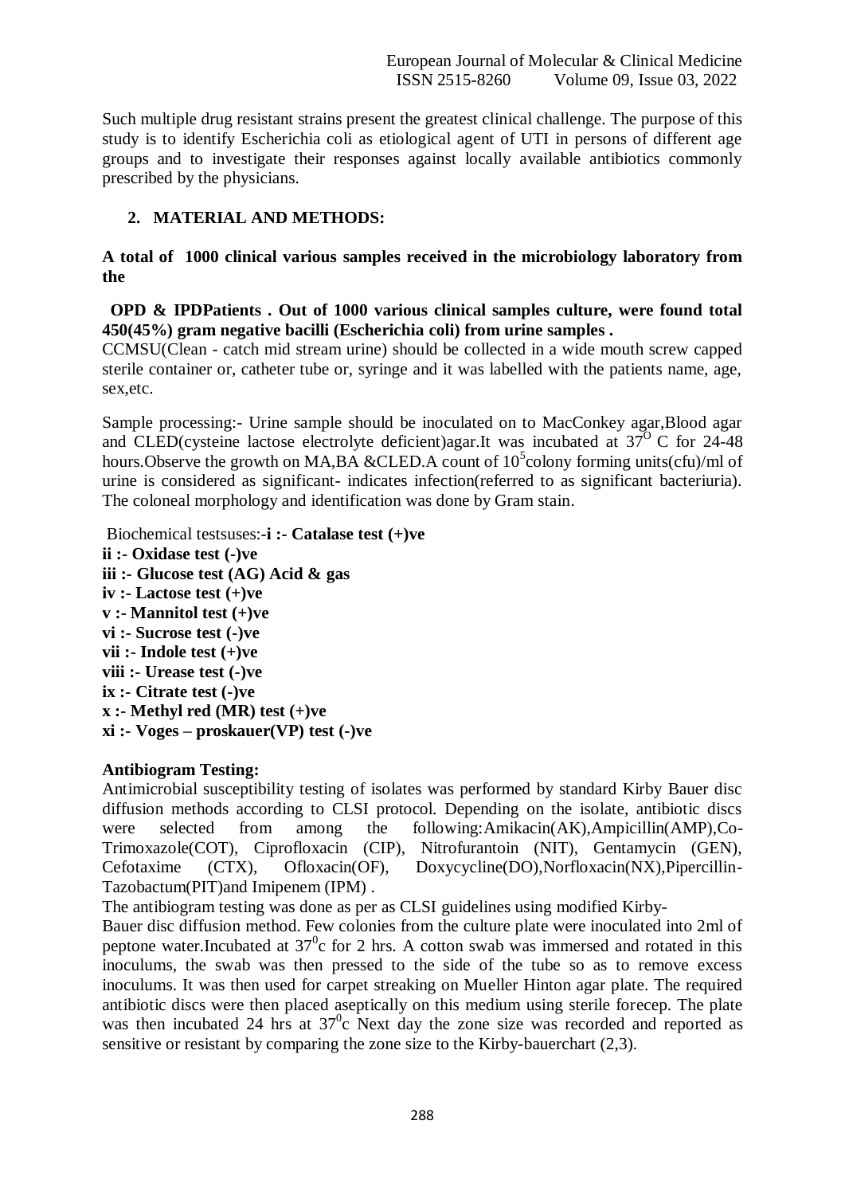Such multiple drug resistant strains present the greatest clinical challenge. The purpose of this study is to identify Escherichia coli as etiological agent of UTI in persons of different age groups and to investigate their responses against locally available antibiotics commonly prescribed by the physicians.

## 2. MATERIAL AND METHODS:

**A total of 1000 clinical various samples received in the microbiology laboratory from the**

**OPD & IPDPatients . Out of 1000 various clinical samples culture, were found total 450(45%) gram negative bacilli (Escherichia coli) from urine samples .**

CCMSU(Clean - catch mid stream urine) should be collected in a wide mouth screw capped sterile container or, catheter tube or, syringe and it was labelled with the patients name, age, sex,etc.

Sample processing:- Urine sample should be inoculated on to MacConkey agar,Blood agar and CLED(cysteine lactose electrolyte deficient)agar.It was incubated at $37^{O}$ C for 24-48 hours.Observe the growth on MA,BA &CLED.A count of $10^{5}$colony forming units(cfu)/ml of urine is considered as significant- indicates infection(referred to as significant bacteriuria). The coloneal morphology and identification was done by Gram stain.

Biochemical testsuses:-**i :- Catalase test (+)ve**
**ii :- Oxidase test (-)ve**
**iii :- Glucose test (AG) Acid & gas**
**iv :- Lactose test (+)ve**
**v :- Mannitol test (+)ve**
**vi :- Sucrose test (-)ve**
**vii :- Indole test (+)ve**
**viii :- Urease test (-)ve**
**ix :- Citrate test (-)ve**
**x :- Methyl red (MR) test (+)ve**
**xi :- Voges – proskauer(VP) test (-)ve**

**Antibiogram Testing:**

Antimicrobial susceptibility testing of isolates was performed by standard Kirby Bauer disc diffusion methods according to CLSI protocol. Depending on the isolate, antibiotic discs were selected from among the following:Amikacin(AK),Ampicillin(AMP),Co-Trimoxazole(COT), Ciprofloxacin (CIP), Nitrofurantoin (NIT), Gentamycin (GEN), Cefotaxime (CTX), Ofloxacin(OF), Doxycycline(DO),Norfloxacin(NX),Pipercillin-Tazobactum(PIT)and Imipenem (IPM) .

The antibiogram testing was done as per as CLSI guidelines using modified Kirby-Bauer disc diffusion method. Few colonies from the culture plate were inoculated into 2ml of peptone water.Incubated at $37^{0}$c for 2 hrs. A cotton swab was immersed and rotated in this inoculums, the swab was then pressed to the side of the tube so as to remove excess inoculums. It was then used for carpet streaking on Mueller Hinton agar plate. The required antibiotic discs were then placed aseptically on this medium using sterile forecep. The plate was then incubated 24 hrs at $37^{0}$c Next day the zone size was recorded and reported as sensitive or resistant by comparing the zone size to the Kirby-bauerchart (2,3).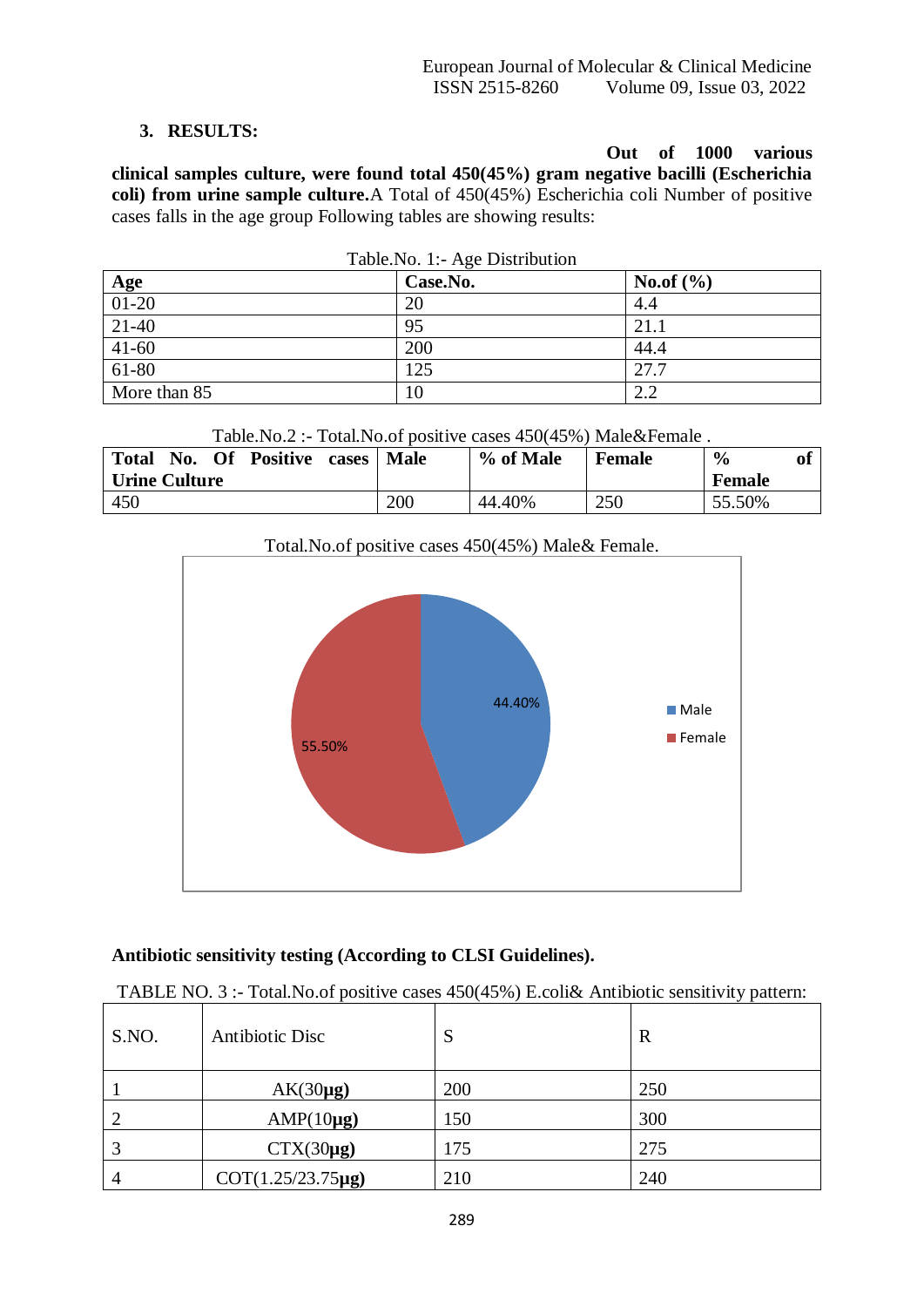## 3. RESULTS:

**Out of 1000 various clinical samples culture, were found total 450(45%) gram negative bacilli (Escherichia coli) from urine sample culture.** A Total of 450(45%) Escherichia coli Number of positive cases falls in the age group Following tables are showing results:

Table.No. 1:- Age Distribution

| **Age** | **Case.No.** | **No.of (%)** |
|---|---|---|
| 01-20 | 20 | 4.4 |
| 21-40 | 95 | 21.1 |
| 41-60 | 200 | 44.4 |
| 61-80 | 125 | 27.7 |
| More than 85 | 10 | 2.2 |

Table.No.2 :- Total.No.of positive cases 450(45%) Male&Female .

| **Total No. Of Positive cases Urine Culture** | **Male** | **% of Male** | **Female** | **% of Female** |
|---|---|---|---|---|
| 450 | 200 | 44.40% | 250 | 55.50% |

Total.No.of positive cases 450(45%) Male& Female.

**Antibiotic sensitivity testing (According to CLSI Guidelines).**

TABLE NO. 3 :- Total.No.of positive cases 450(45%) E.coli& Antibiotic sensitivity pattern:

| S.NO. | Antibiotic Disc | S | R |
|---|---|---|---|
| 1 | AK(30**µg)** | 200 | 250 |
| 2 | AMP(10**µg)** | 150 | 300 |
| 3 | CTX(30**µg)** | 175 | 275 |
| 4 | COT(1.25/23.75**µg)** | 210 | 240 |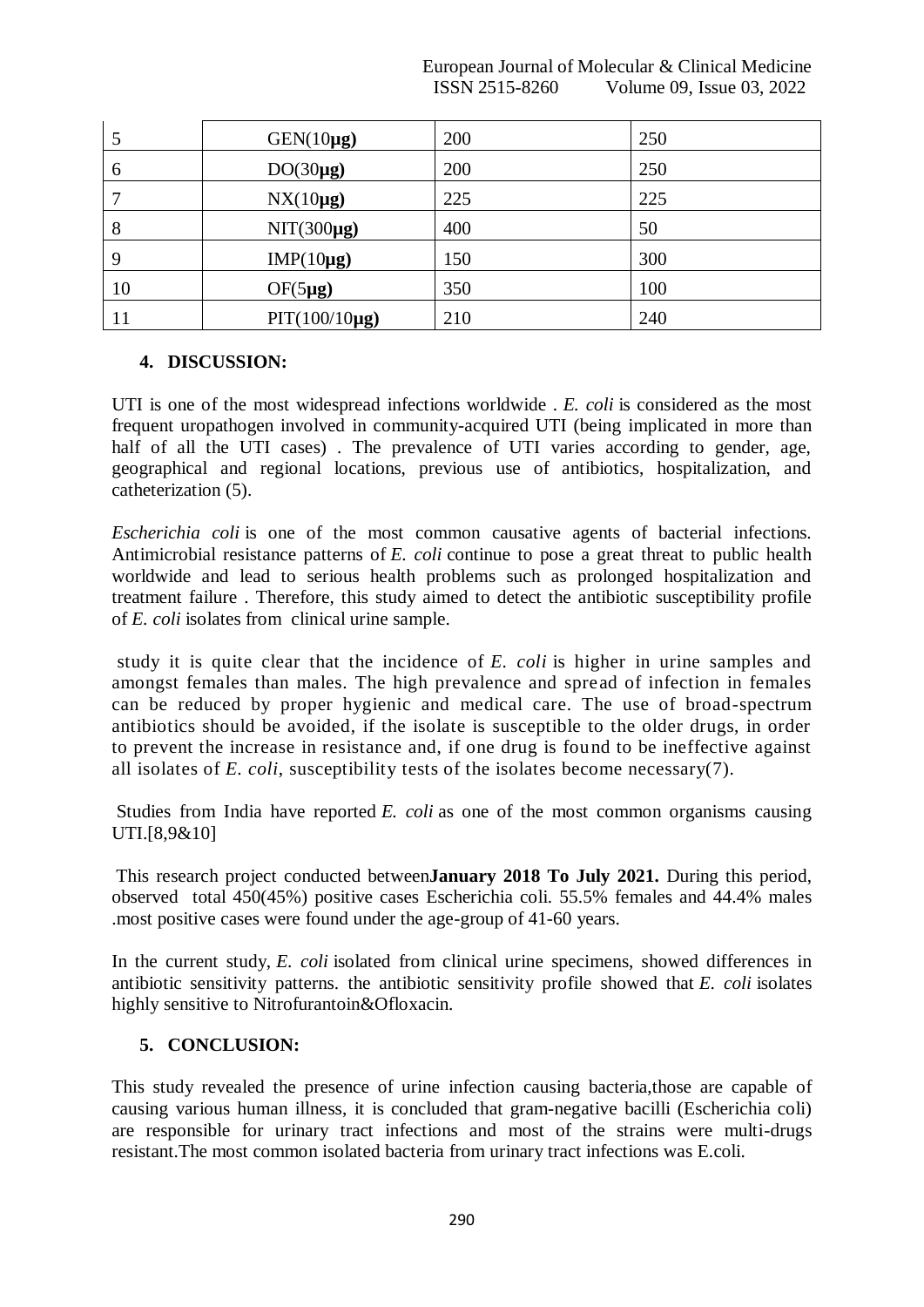| 5 | GEN(10**µg)** | 200 | 250 |
|---|---|---|---|
| 6 | DO(30**µg)** | 200 | 250 |
| 7 | NX(10**µg)** | 225 | 225 |
| 8 | NIT(300**µg)** | 400 | 50 |
| 9 | IMP(10**µg)** | 150 | 300 |
| 10 | OF(5**µg)** | 350 | 100 |
| 11 | PIT(100/10**µg)** | 210 | 240 |

## 4. DISCUSSION:

UTI is one of the most widespread infections worldwide . *E. coli* is considered as the most frequent uropathogen involved in community-acquired UTI (being implicated in more than half of all the UTI cases) . The prevalence of UTI varies according to gender, age, geographical and regional locations, previous use of antibiotics, hospitalization, and catheterization (5).

*Escherichia coli* is one of the most common causative agents of bacterial infections. Antimicrobial resistance patterns of *E. coli* continue to pose a great threat to public health worldwide and lead to serious health problems such as prolonged hospitalization and treatment failure . Therefore, this study aimed to detect the antibiotic susceptibility profile of *E. coli* isolates from clinical urine sample.

study it is quite clear that the incidence of *E. coli* is higher in urine samples and amongst females than males. The high prevalence and spread of infection in females can be reduced by proper hygienic and medical care. The use of broad-spectrum antibiotics should be avoided, if the isolate is susceptible to the older drugs, in order to prevent the increase in resistance and, if one drug is found to be ineffective against all isolates of *E. coli*, susceptibility tests of the isolates become necessary(7).

Studies from India have reported *E. coli* as one of the most common organisms causing UTI.[8,9&10]

This research project conducted between**January 2018 To July 2021.** During this period, observed total 450(45%) positive cases Escherichia coli. 55.5% females and 44.4% males .most positive cases were found under the age-group of 41-60 years.

In the current study, *E. coli* isolated from clinical urine specimens, showed differences in antibiotic sensitivity patterns. the antibiotic sensitivity profile showed that *E. coli* isolates highly sensitive to Nitrofurantoin&Ofloxacin.

## 5. CONCLUSION:

This study revealed the presence of urine infection causing bacteria,those are capable of causing various human illness, it is concluded that gram-negative bacilli (Escherichia coli) are responsible for urinary tract infections and most of the strains were multi-drugs resistant.The most common isolated bacteria from urinary tract infections was E.coli.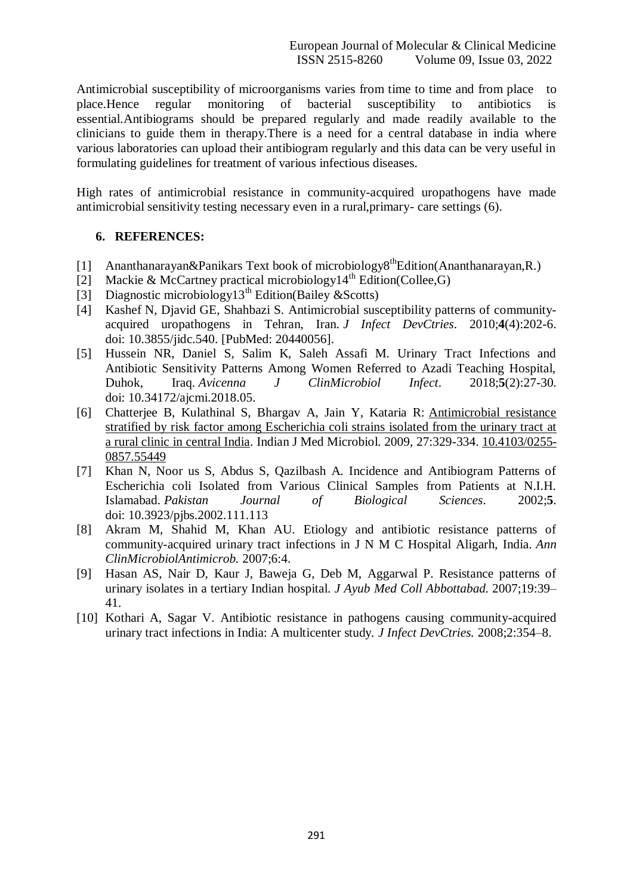Antimicrobial susceptibility of microorganisms varies from time to time and from place to place.Hence regular monitoring of bacterial susceptibility to antibiotics is essential.Antibiograms should be prepared regularly and made readily available to the clinicians to guide them in therapy.There is a need for a central database in india where various laboratories can upload their antibiogram regularly and this data can be very useful in formulating guidelines for treatment of various infectious diseases.

High rates of antimicrobial resistance in community-acquired uropathogens have made antimicrobial sensitivity testing necessary even in a rural,primary- care settings (6).

## 6. REFERENCES:

[1] Ananthanarayan&Panikars Text book of microbiology8th Edition(Ananthanarayan,R.)

[2] Mackie & McCartney practical microbiology14th Edition(Collee,G)

[3] Diagnostic microbiology13th Edition(Bailey &Scotts)

[4] Kashef N, Djavid GE, Shahbazi S. Antimicrobial susceptibility patterns of community-acquired uropathogens in Tehran, Iran. *J Infect DevCtries*. 2010;**4**(4):202-6. doi: 10.3855/jidc.540. [PubMed: 20440056].

[5] Hussein NR, Daniel S, Salim K, Saleh Assafi M. Urinary Tract Infections and Antibiotic Sensitivity Patterns Among Women Referred to Azadi Teaching Hospital, Duhok, Iraq. *Avicenna J ClinMicrobiol Infect*. 2018;**5**(2):27-30. doi: 10.34172/ajcmi.2018.05.

[6] Chatterjee B, Kulathinal S, Bhargav A, Jain Y, Kataria R: Antimicrobial resistance stratified by risk factor among Escherichia coli strains isolated from the urinary tract at a rural clinic in central India. Indian J Med Microbiol. 2009, 27:329-334. 10.4103/0255-0857.55449

[7] Khan N, Noor us S, Abdus S, Qazilbash A. Incidence and Antibiogram Patterns of Escherichia coli Isolated from Various Clinical Samples from Patients at N.I.H. Islamabad. *Pakistan Journal of Biological Sciences*. 2002;**5**. doi: 10.3923/pjbs.2002.111.113

[8] Akram M, Shahid M, Khan AU. Etiology and antibiotic resistance patterns of community-acquired urinary tract infections in J N M C Hospital Aligarh, India. *Ann ClinMicrobiolAntimicrob.* 2007;6:4.

[9] Hasan AS, Nair D, Kaur J, Baweja G, Deb M, Aggarwal P. Resistance patterns of urinary isolates in a tertiary Indian hospital. *J Ayub Med Coll Abbottabad.* 2007;19:39–41.

[10] Kothari A, Sagar V. Antibiotic resistance in pathogens causing community-acquired urinary tract infections in India: A multicenter study. *J Infect DevCtries.* 2008;2:354–8.